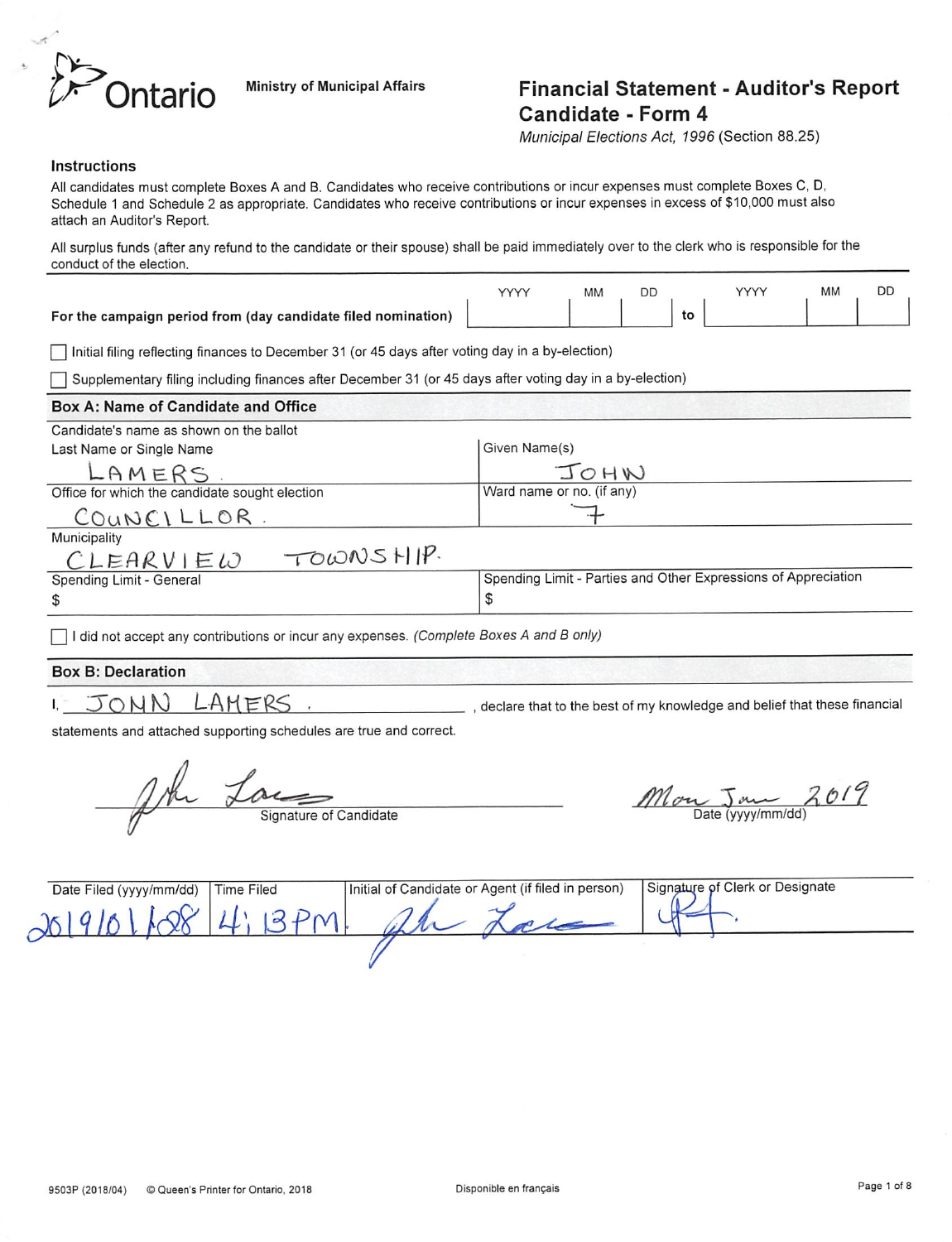Ontario

Ministry of Municipal Affairs

# Financial Statement - Auditor's Report Candidate - Form 4

*Municipal Elections Act, 1996* (Section 88.25)

### Instructions

All candidates must complete Boxes A and B. Candidates who receive contributions or incur expenses must complete Boxes C, D, Schedule 1 and Schedule 2 as appropriate. Candidates who receive contributions or incur expenses in excess of $10,000 must also attach an Auditor's Report.

All surplus funds (after any refund to the candidate or their spouse) shall be paid immediately over to the clerk who is responsible for the conduct of the election.

| For the campaign period from (day candidate filed nomination) | YYYY | MM | DD | to | YYYY | MM | DD |
|---|---|---|---|---|---|---|---|
| | | | | | | | |

☐ Initial filing reflecting finances to December 31 (or 45 days after voting day in a by-election)

☐ Supplementary filing including finances after December 31 (or 45 days after voting day in a by-election)

### Box A: Name of Candidate and Office

Candidate's name as shown on the ballot

| Last Name or Single Name | Given Name(s) |
|---|---|
| LAMERS. | JOHN |
| **Office for which the candidate sought election** | **Ward name or no. (if any)** |
| COUNCILLOR. | 7 |
| **Municipality** | |
| CLEARVIEW TOWNSHIP. | |
| **Spending Limit - General** | **Spending Limit - Parties and Other Expressions of Appreciation** |
| $ | $ |

☐ I did not accept any contributions or incur any expenses. *(Complete Boxes A and B only)*

### Box B: Declaration

I, JOHN LAMERS., declare that to the best of my knowledge and belief that these financial statements and attached supporting schedules are true and correct.

Signature of Candidate: [signature]

Date (yyyy/mm/dd): Mon Jan 2019

| Date Filed (yyyy/mm/dd) | Time Filed | Initial of Candidate or Agent (if filed in person) | Signature of Clerk or Designate |
|---|---|---|---|
| 2019/01/08 | 4:13PM | [signature] | [signature] |

9503P (2018/04) © Queen's Printer for Ontario, 2018

Disponible en français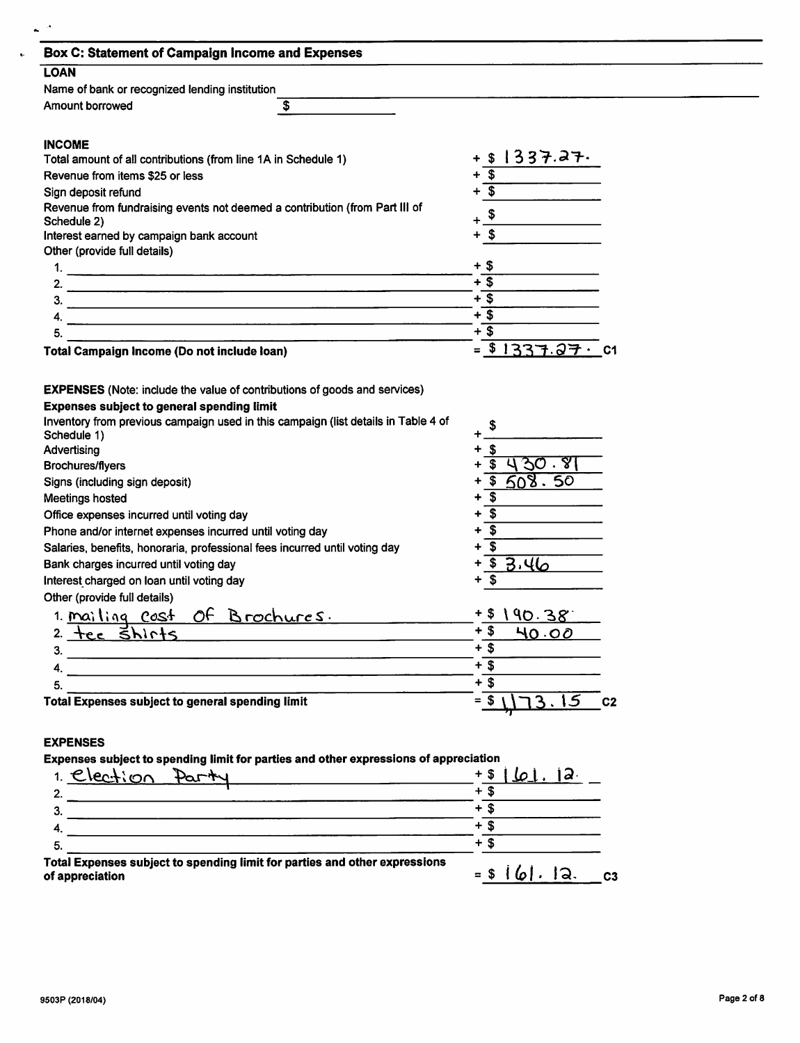## Box C: Statement of Campaign Income and Expenses

### LOAN

| | |
|---|---|
| Name of bank or recognized lending institution | |
| Amount borrowed | $ |

### INCOME

| | |
|---|---|
| Total amount of all contributions (from line 1A in Schedule 1) | + $ 1337.27. |
| Revenue from items $25 or less | + $ |
| Sign deposit refund | + $ |
| Revenue from fundraising events not deemed a contribution (from Part III of Schedule 2) | + $ |
| Interest earned by campaign bank account | + $ |
| Other (provide full details) | |
| 1. | + $ |
| 2. | + $ |
| 3. | + $ |
| 4. | + $ |
| 5. | + $ |
| **Total Campaign Income (Do not include loan)** | = $ 1337.27. C1 |

### EXPENSES (Note: include the value of contributions of goods and services)

**Expenses subject to general spending limit**

| | |
|---|---|
| Inventory from previous campaign used in this campaign (list details in Table 4 of Schedule 1) | + $ |
| Advertising | + $ |
| Brochures/flyers | + $ 430.81 |
| Signs (including sign deposit) | + $ 508.50 |
| Meetings hosted | + $ |
| Office expenses incurred until voting day | + $ |
| Phone and/or internet expenses incurred until voting day | + $ |
| Salaries, benefits, honoraria, professional fees incurred until voting day | + $ |
| Bank charges incurred until voting day | + $ 3.46 |
| Interest charged on loan until voting day | + $ |
| Other (provide full details) | |
| 1. mailing cost Of Brochures. | + $ 190.38 |
| 2. tee Shirts | + $ 40.00 |
| 3. | + $ |
| 4. | + $ |
| 5. | + $ |
| **Total Expenses subject to general spending limit** | = $ 1,173.15 C2 |

### EXPENSES

**Expenses subject to spending limit for parties and other expressions of appreciation**

| | |
|---|---|
| 1. election Party | + $ 161.12. |
| 2. | + $ |
| 3. | + $ |
| 4. | + $ |
| 5. | + $ |
| **Total Expenses subject to spending limit for parties and other expressions of appreciation** | = $ 161.12. C3 |

9503P (2018/04)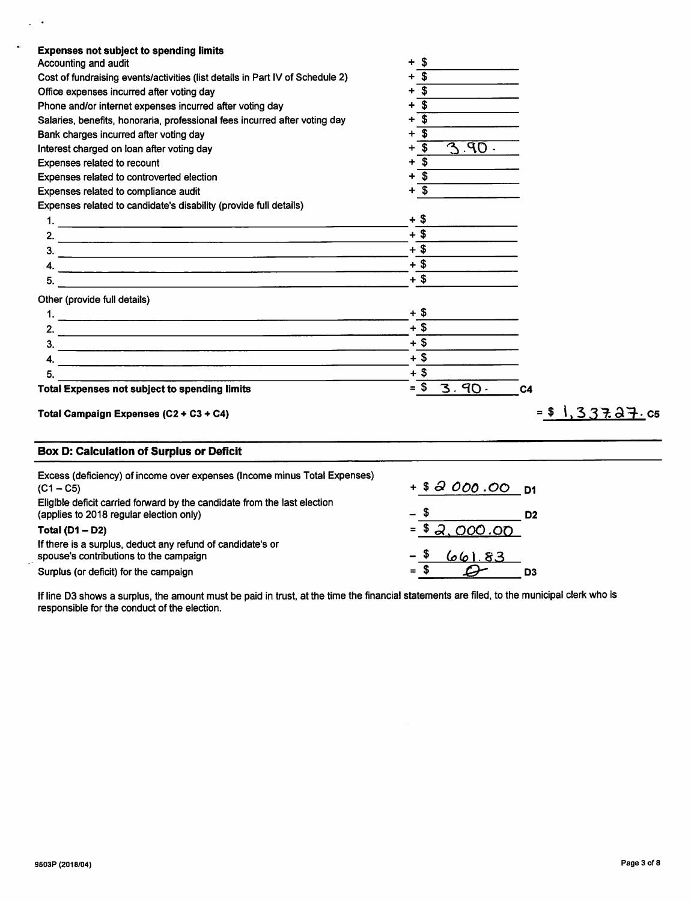**Expenses not subject to spending limits**

| | |
|---|---|
| Accounting and audit | + $ |
| Cost of fundraising events/activities (list details in Part IV of Schedule 2) | + $ |
| Office expenses incurred after voting day | + $ |
| Phone and/or internet expenses incurred after voting day | + $ |
| Salaries, benefits, honoraria, professional fees incurred after voting day | + $ |
| Bank charges incurred after voting day | + $ |
| Interest charged on loan after voting day | + $ 3.90. |
| Expenses related to recount | + $ |
| Expenses related to controverted election | + $ |
| Expenses related to compliance audit | + $ |

Expenses related to candidate's disability (provide full details)

| | |
|---|---|
| 1. | + $ |
| 2. | + $ |
| 3. | + $ |
| 4. | + $ |
| 5. | + $ |

Other (provide full details)

| | |
|---|---|
| 1. | + $ |
| 2. | + $ |
| 3. | + $ |
| 4. | + $ |
| 5. | + $ |
| **Total Expenses not subject to spending limits** | = $ 3. 90. C4 |

**Total Campaign Expenses (C2 + C3 + C4)** = $ 1,337.27. C5

## Box D: Calculation of Surplus or Deficit

| | | |
|---|---|---|
| Excess (deficiency) of income over expenses (Income minus Total Expenses) (C1 – C5) | + $ 2 000.00 | D1 |
| Eligible deficit carried forward by the candidate from the last election (applies to 2018 regular election only) | – $ | D2 |
| **Total (D1 – D2)** | = $ 2,000.00 | |
| If there is a surplus, deduct any refund of candidate's or spouse's contributions to the campaign | – $ 661.83 | |
| Surplus (or deficit) for the campaign | = $ 0 | D3 |

If line D3 shows a surplus, the amount must be paid in trust, at the time the financial statements are filed, to the municipal clerk who is responsible for the conduct of the election.

9503P (2018/04)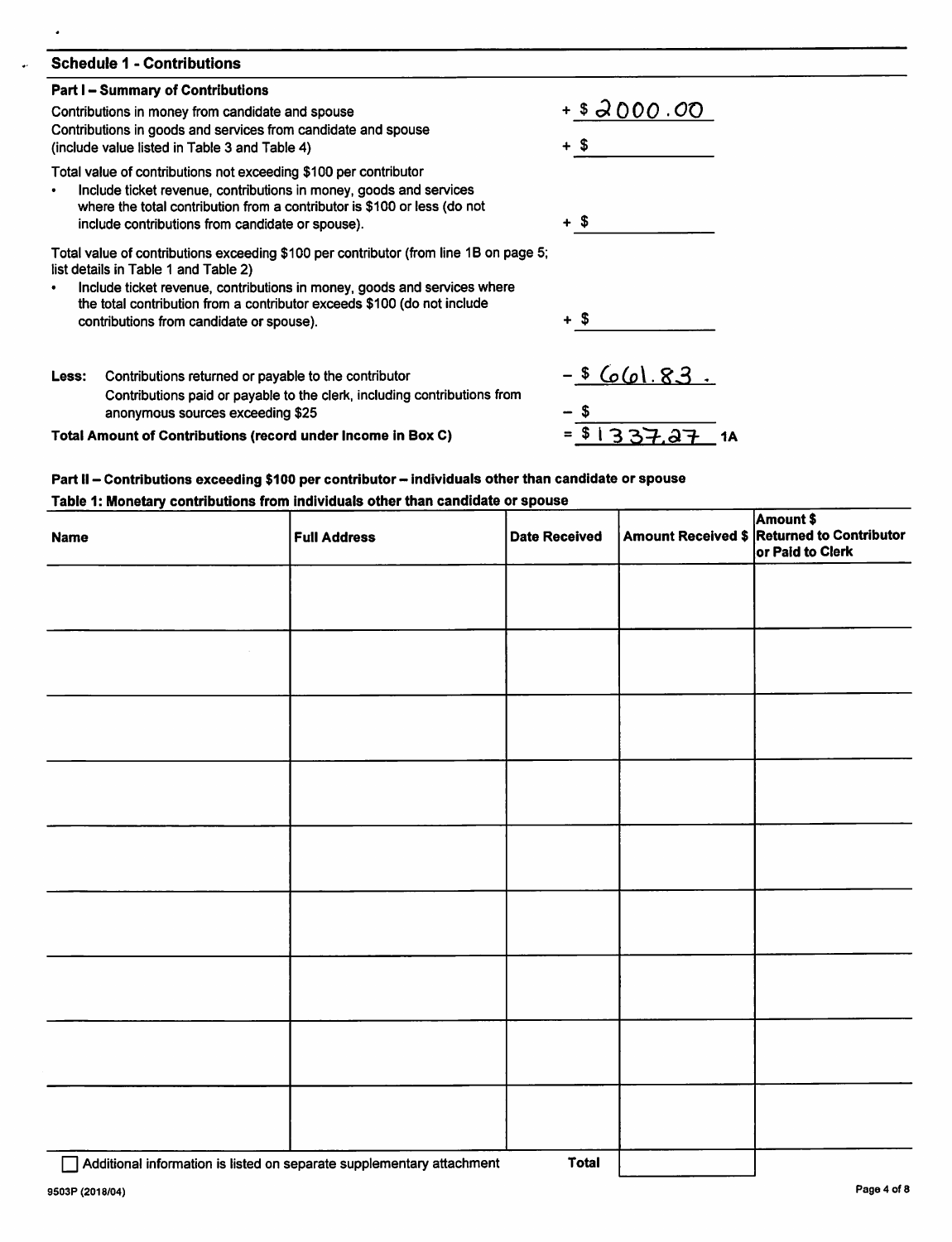## Schedule 1 - Contributions

### Part I – Summary of Contributions

Contributions in money from candidate and spouse + $ 2000.00

Contributions in goods and services from candidate and spouse (include value listed in Table 3 and Table 4) + $

Total value of contributions not exceeding $100 per contributor

- Include ticket revenue, contributions in money, goods and services where the total contribution from a contributor is $100 or less (do not include contributions from candidate or spouse). + $

Total value of contributions exceeding $100 per contributor (from line 1B on page 5; list details in Table 1 and Table 2)

- Include ticket revenue, contributions in money, goods and services where the total contribution from a contributor exceeds $100 (do not include contributions from candidate or spouse). + $

**Less:** Contributions returned or payable to the contributor – $ 661.83.

Contributions paid or payable to the clerk, including contributions from anonymous sources exceeding $25 – $

**Total Amount of Contributions (record under Income in Box C)** = $ 1337.27 **1A**

### Part II – Contributions exceeding $100 per contributor – individuals other than candidate or spouse

**Table 1: Monetary contributions from individuals other than candidate or spouse**

| Name | Full Address | Date Received | Amount Received $ | Amount $ Returned to Contributor or Paid to Clerk |
|---|---|---|---|---|
| | | | | |
| | | | | |
| | | | | |
| | | | | |
| | | | | |
| | | | | |
| | | | | |
| | | | | |
| | | | | |
| | | **Total** | | |

☐ Additional information is listed on separate supplementary attachment

9503P (2018/04)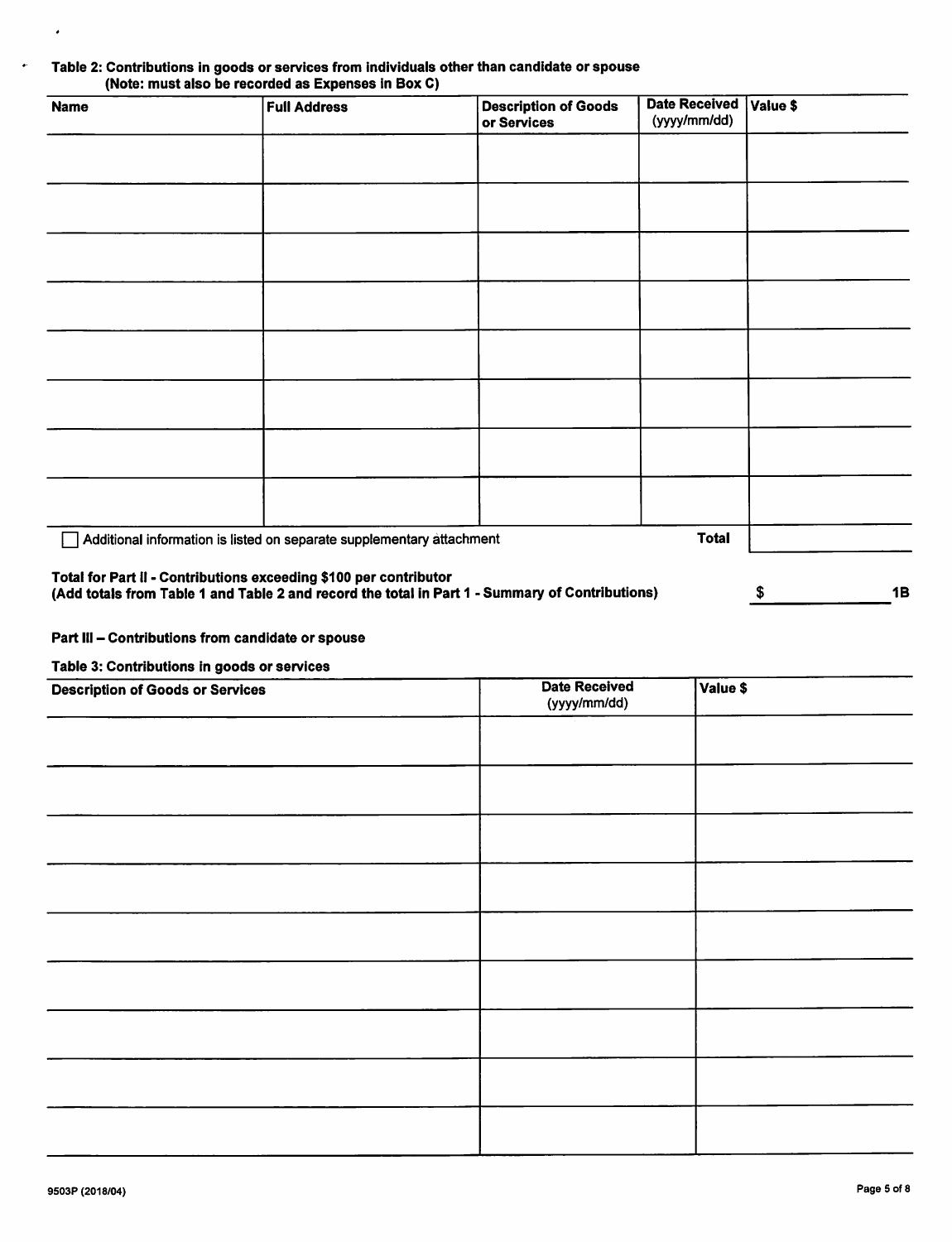**Table 2: Contributions in goods or services from individuals other than candidate or spouse**
**(Note: must also be recorded as Expenses in Box C)**

| Name | Full Address | Description of Goods or Services | Date Received (yyyy/mm/dd) | Value $ |
|---|---|---|---|---|
| | | | | |
| | | | | |
| | | | | |
| | | | | |
| | | | | |
| | | | | |
| | | | | |
| | | | | |
| ☐ Additional information is listed on separate supplementary attachment | | | **Total** | |

**Total for Part II - Contributions exceeding $100 per contributor**
**(Add totals from Table 1 and Table 2 and record the total in Part 1 - Summary of Contributions)** $ ________ **1B**

**Part III – Contributions from candidate or spouse**

**Table 3: Contributions in goods or services**

| Description of Goods or Services | Date Received (yyyy/mm/dd) | Value $ |
|---|---|---|
| | | |
| | | |
| | | |
| | | |
| | | |
| | | |
| | | |
| | | |
| | | |

9503P (2018/04)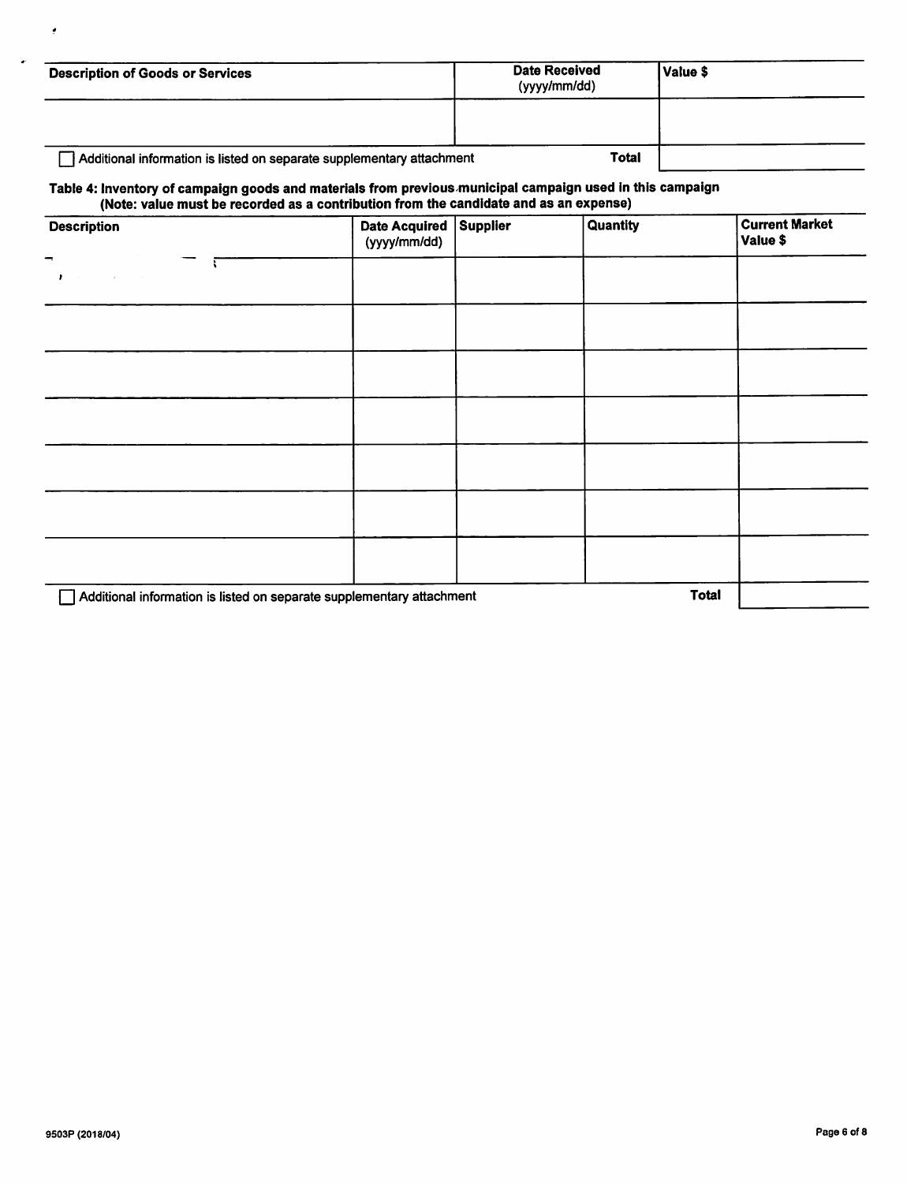| Description of Goods or Services | Date Received (yyyy/mm/dd) | Value $ |
| --- | --- | --- |
| | | |

☐ Additional information is listed on separate supplementary attachment

| | Total | |
| --- | --- | --- |
| | | |

**Table 4: Inventory of campaign goods and materials from previous municipal campaign used in this campaign (Note: value must be recorded as a contribution from the candidate and as an expense)**

| Description | Date Acquired (yyyy/mm/dd) | Supplier | Quantity | Current Market Value $ |
| --- | --- | --- | --- | --- |
| | | | | |
| | | | | |
| | | | | |
| | | | | |
| | | | | |
| | | | | |
| | | | | |

☐ Additional information is listed on separate supplementary attachment

| | Total | |
| --- | --- | --- |
| | | |

9503P (2018/04)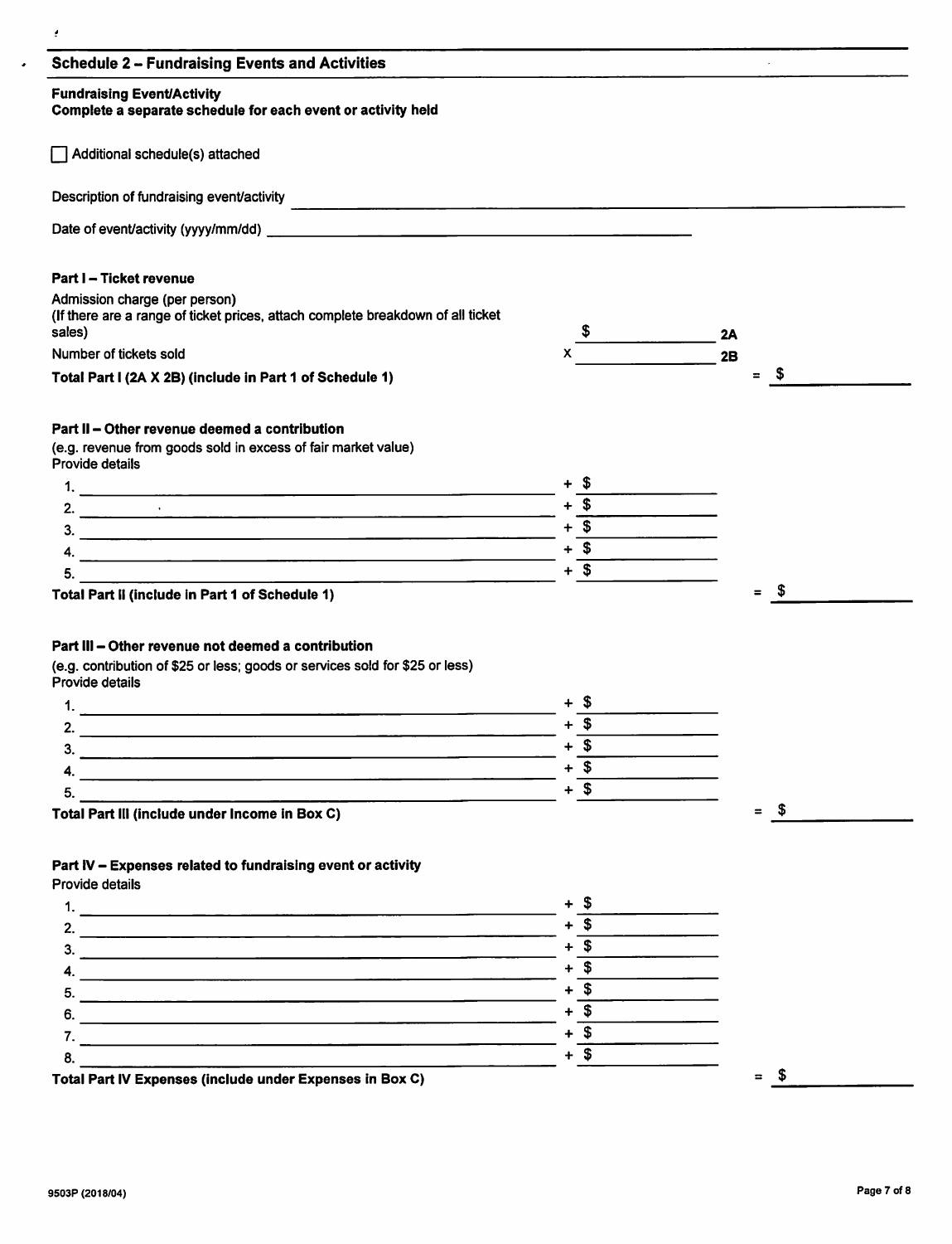## Schedule 2 – Fundraising Events and Activities

**Fundraising Event/Activity**
**Complete a separate schedule for each event or activity held**

☐ Additional schedule(s) attached

Description of fundraising event/activity ______________________________

Date of event/activity (yyyy/mm/dd) ______________________________

**Part I – Ticket revenue**

Admission charge (per person)
(If there are a range of ticket prices, attach complete breakdown of all ticket sales) $ __________ 2A

Number of tickets sold x __________ 2B

**Total Part I (2A X 2B) (include in Part 1 of Schedule 1)** = $ __________

**Part II – Other revenue deemed a contribution**

(e.g. revenue from goods sold in excess of fair market value)
Provide details

1. ______________________________ + $ __________
2. ______________________________ + $ __________
3. ______________________________ + $ __________
4. ______________________________ + $ __________
5. ______________________________ + $ __________

**Total Part II (include in Part 1 of Schedule 1)** = $ __________

**Part III – Other revenue not deemed a contribution**

(e.g. contribution of $25 or less; goods or services sold for $25 or less)
Provide details

1. ______________________________ + $ __________
2. ______________________________ + $ __________
3. ______________________________ + $ __________
4. ______________________________ + $ __________
5. ______________________________ + $ __________

**Total Part III (include under Income in Box C)** = $ __________

**Part IV – Expenses related to fundraising event or activity**

Provide details

1. ______________________________ + $ __________
2. ______________________________ + $ __________
3. ______________________________ + $ __________
4. ______________________________ + $ __________
5. ______________________________ + $ __________
6. ______________________________ + $ __________
7. ______________________________ + $ __________
8. ______________________________ + $ __________

**Total Part IV Expenses (include under Expenses in Box C)** = $ __________

9503P (2018/04)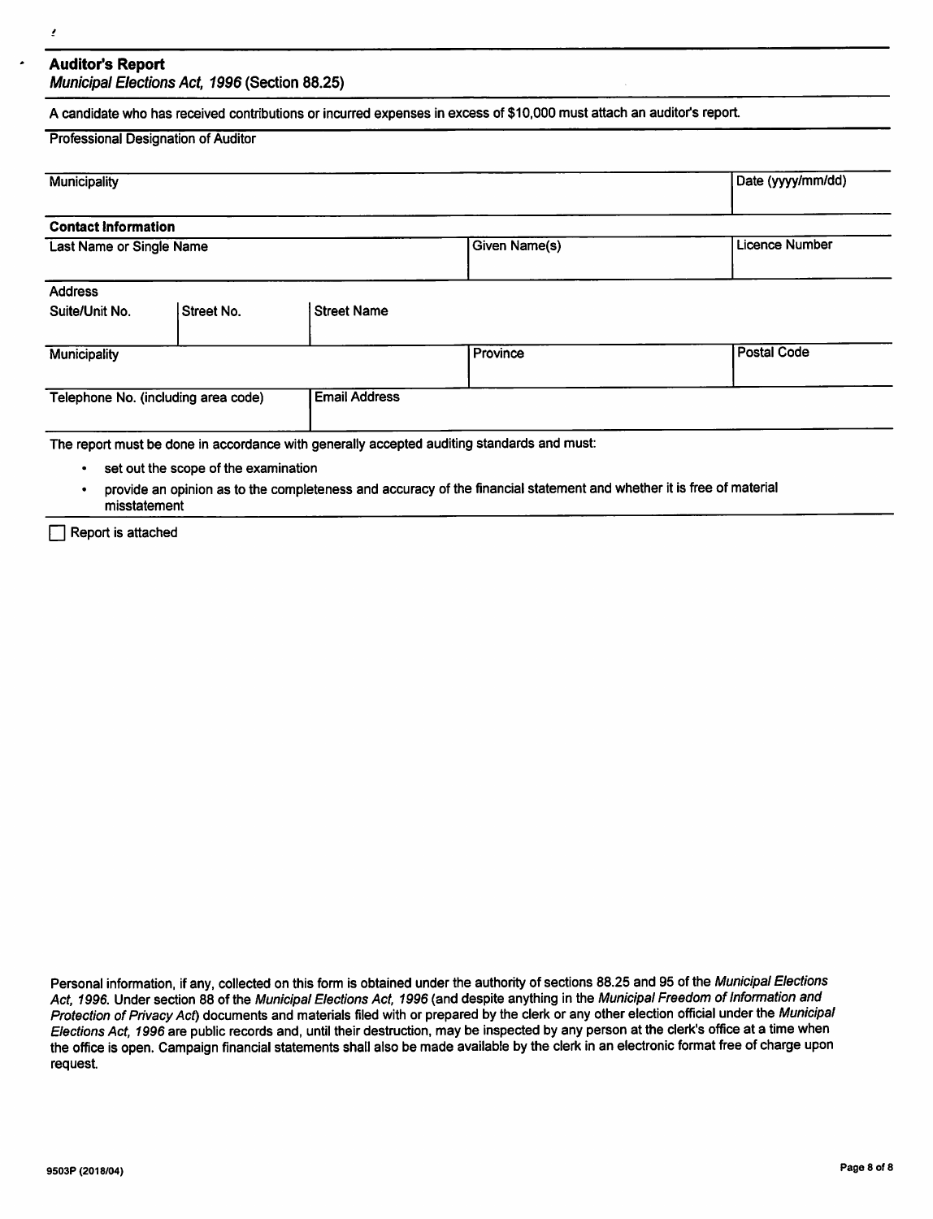## Auditor's Report

*Municipal Elections Act, 1996* (Section 88.25)

A candidate who has received contributions or incurred expenses in excess of $10,000 must attach an auditor's report.

Professional Designation of Auditor

| Municipality | Date (yyyy/mm/dd) |
|---|---|
| | |

**Contact Information**

| Last Name or Single Name | Given Name(s) | Licence Number |
|---|---|---|
| | | |

Address

| Suite/Unit No. | Street No. | Street Name |
|---|---|---|
| | | |

| Municipality | Province | Postal Code |
|---|---|---|
| | | |

| Telephone No. (including area code) | Email Address |
|---|---|
| | |

The report must be done in accordance with generally accepted auditing standards and must:

- set out the scope of the examination
- provide an opinion as to the completeness and accuracy of the financial statement and whether it is free of material misstatement

☐ Report is attached

Personal information, if any, collected on this form is obtained under the authority of sections 88.25 and 95 of the *Municipal Elections Act, 1996*. Under section 88 of the *Municipal Elections Act, 1996* (and despite anything in the *Municipal Freedom of Information and Protection of Privacy Act*) documents and materials filed with or prepared by the clerk or any other election official under the *Municipal Elections Act, 1996* are public records and, until their destruction, may be inspected by any person at the clerk's office at a time when the office is open. Campaign financial statements shall also be made available by the clerk in an electronic format free of charge upon request.

9503P (2018/04)